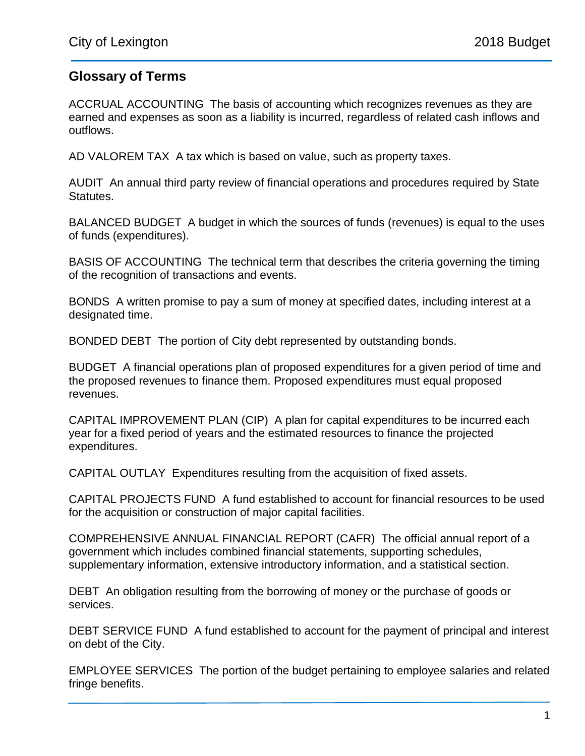## Glossary of Terms

ACCRUAL ACCOUNTING  The basis of accounting which recognizes revenues as they are earned and expenses as soon as a liability is incurred, regardless of related cash inflows and outflows.

AD VALOREM TAX  A tax which is based on value, such as property taxes.

AUDIT  An annual third party review of financial operations and procedures required by State Statutes.

BALANCED BUDGET  A budget in which the sources of funds (revenues) is equal to the uses of funds (expenditures).

BASIS OF ACCOUNTING  The technical term that describes the criteria governing the timing of the recognition of transactions and events.

BONDS  A written promise to pay a sum of money at specified dates, including interest at a designated time.

BONDED DEBT  The portion of City debt represented by outstanding bonds.

BUDGET  A financial operations plan of proposed expenditures for a given period of time and the proposed revenues to finance them. Proposed expenditures must equal proposed revenues.

CAPITAL IMPROVEMENT PLAN (CIP)  A plan for capital expenditures to be incurred each year for a fixed period of years and the estimated resources to finance the projected expenditures.

CAPITAL OUTLAY  Expenditures resulting from the acquisition of fixed assets.

CAPITAL PROJECTS FUND  A fund established to account for financial resources to be used for the acquisition or construction of major capital facilities.

COMPREHENSIVE ANNUAL FINANCIAL REPORT (CAFR)  The official annual report of a government which includes combined financial statements, supporting schedules, supplementary information, extensive introductory information, and a statistical section.

DEBT  An obligation resulting from the borrowing of money or the purchase of goods or services.

DEBT SERVICE FUND  A fund established to account for the payment of principal and interest on debt of the City.

EMPLOYEE SERVICES  The portion of the budget pertaining to employee salaries and related fringe benefits.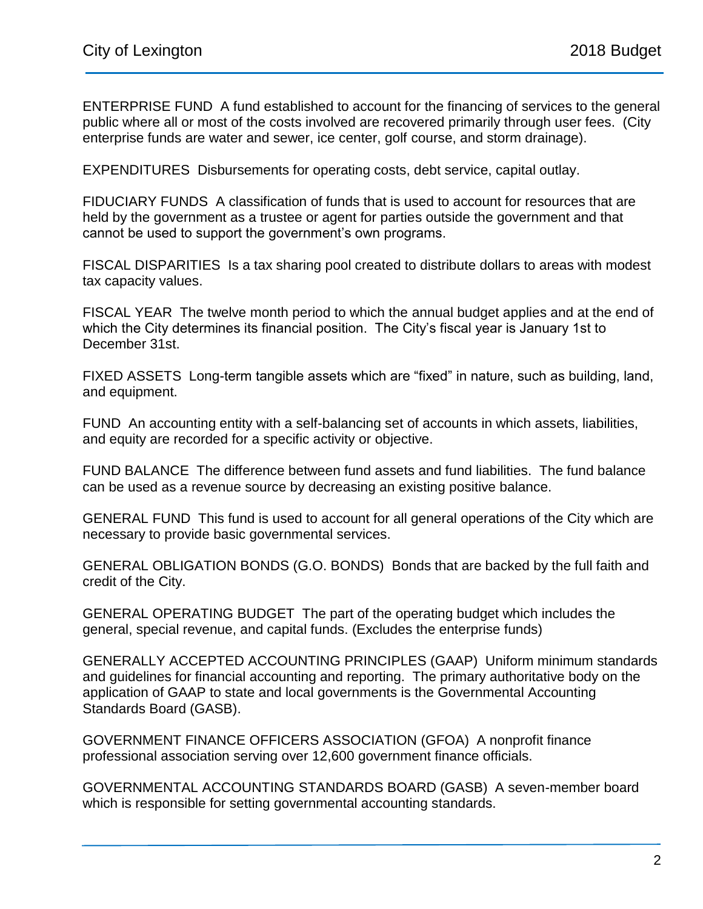ENTERPRISE FUND  A fund established to account for the financing of services to the general public where all or most of the costs involved are recovered primarily through user fees.  (City enterprise funds are water and sewer, ice center, golf course, and storm drainage).

EXPENDITURES  Disbursements for operating costs, debt service, capital outlay.

FIDUCIARY FUNDS  A classification of funds that is used to account for resources that are held by the government as a trustee or agent for parties outside the government and that cannot be used to support the government's own programs.

FISCAL DISPARITIES  Is a tax sharing pool created to distribute dollars to areas with modest tax capacity values.

FISCAL YEAR  The twelve month period to which the annual budget applies and at the end of which the City determines its financial position.  The City's fiscal year is January 1st to December 31st.

FIXED ASSETS  Long-term tangible assets which are "fixed" in nature, such as building, land, and equipment.

FUND  An accounting entity with a self-balancing set of accounts in which assets, liabilities, and equity are recorded for a specific activity or objective.

FUND BALANCE  The difference between fund assets and fund liabilities.  The fund balance can be used as a revenue source by decreasing an existing positive balance.

GENERAL FUND  This fund is used to account for all general operations of the City which are necessary to provide basic governmental services.

GENERAL OBLIGATION BONDS (G.O. BONDS)  Bonds that are backed by the full faith and credit of the City.

GENERAL OPERATING BUDGET  The part of the operating budget which includes the general, special revenue, and capital funds. (Excludes the enterprise funds)

GENERALLY ACCEPTED ACCOUNTING PRINCIPLES (GAAP)  Uniform minimum standards and guidelines for financial accounting and reporting.  The primary authoritative body on the application of GAAP to state and local governments is the Governmental Accounting Standards Board (GASB).

GOVERNMENT FINANCE OFFICERS ASSOCIATION (GFOA)  A nonprofit finance professional association serving over 12,600 government finance officials.

GOVERNMENTAL ACCOUNTING STANDARDS BOARD (GASB)  A seven-member board which is responsible for setting governmental accounting standards.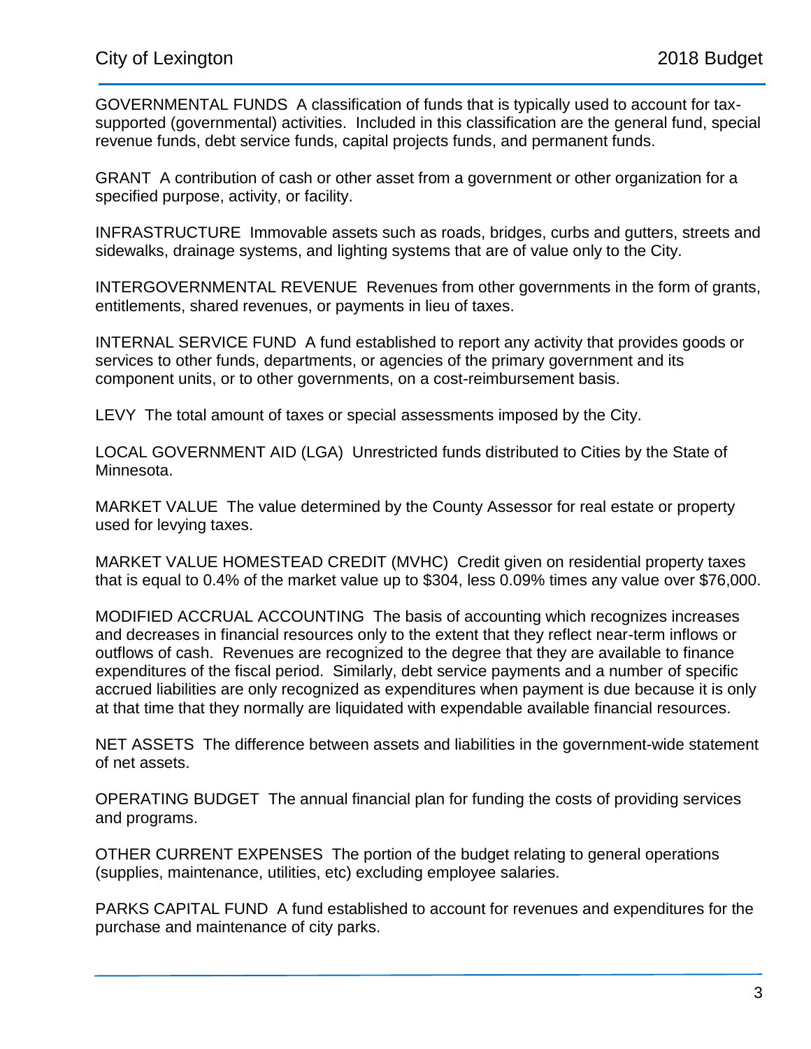GOVERNMENTAL FUNDS  A classification of funds that is typically used to account for tax-supported (governmental) activities. Included in this classification are the general fund, special revenue funds, debt service funds, capital projects funds, and permanent funds.

GRANT  A contribution of cash or other asset from a government or other organization for a specified purpose, activity, or facility.

INFRASTRUCTURE  Immovable assets such as roads, bridges, curbs and gutters, streets and sidewalks, drainage systems, and lighting systems that are of value only to the City.

INTERGOVERNMENTAL REVENUE  Revenues from other governments in the form of grants, entitlements, shared revenues, or payments in lieu of taxes.

INTERNAL SERVICE FUND  A fund established to report any activity that provides goods or services to other funds, departments, or agencies of the primary government and its component units, or to other governments, on a cost-reimbursement basis.

LEVY  The total amount of taxes or special assessments imposed by the City.

LOCAL GOVERNMENT AID (LGA)  Unrestricted funds distributed to Cities by the State of Minnesota.

MARKET VALUE  The value determined by the County Assessor for real estate or property used for levying taxes.

MARKET VALUE HOMESTEAD CREDIT (MVHC)  Credit given on residential property taxes that is equal to 0.4% of the market value up to $304, less 0.09% times any value over $76,000.

MODIFIED ACCRUAL ACCOUNTING  The basis of accounting which recognizes increases and decreases in financial resources only to the extent that they reflect near-term inflows or outflows of cash. Revenues are recognized to the degree that they are available to finance expenditures of the fiscal period. Similarly, debt service payments and a number of specific accrued liabilities are only recognized as expenditures when payment is due because it is only at that time that they normally are liquidated with expendable available financial resources.

NET ASSETS  The difference between assets and liabilities in the government-wide statement of net assets.

OPERATING BUDGET  The annual financial plan for funding the costs of providing services and programs.

OTHER CURRENT EXPENSES  The portion of the budget relating to general operations (supplies, maintenance, utilities, etc) excluding employee salaries.

PARKS CAPITAL FUND  A fund established to account for revenues and expenditures for the purchase and maintenance of city parks.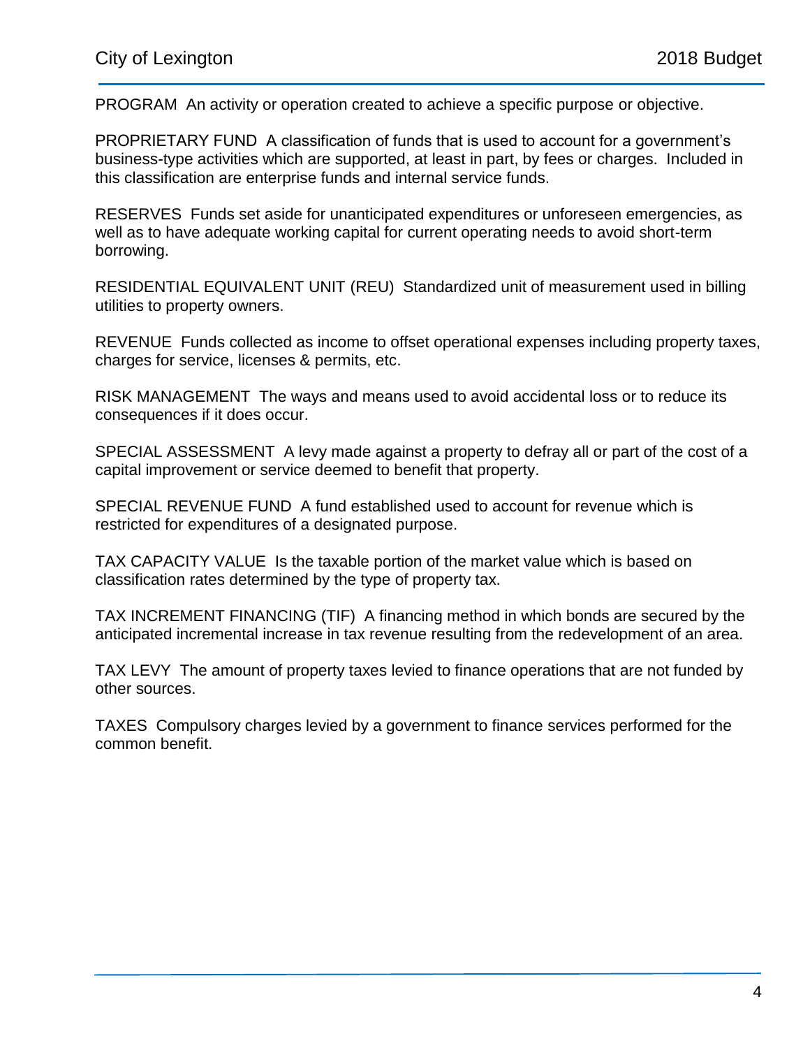PROGRAM  An activity or operation created to achieve a specific purpose or objective.

PROPRIETARY FUND  A classification of funds that is used to account for a government's business-type activities which are supported, at least in part, by fees or charges.  Included in this classification are enterprise funds and internal service funds.

RESERVES  Funds set aside for unanticipated expenditures or unforeseen emergencies, as well as to have adequate working capital for current operating needs to avoid short-term borrowing.

RESIDENTIAL EQUIVALENT UNIT (REU)  Standardized unit of measurement used in billing utilities to property owners.

REVENUE  Funds collected as income to offset operational expenses including property taxes, charges for service, licenses & permits, etc.

RISK MANAGEMENT  The ways and means used to avoid accidental loss or to reduce its consequences if it does occur.

SPECIAL ASSESSMENT  A levy made against a property to defray all or part of the cost of a capital improvement or service deemed to benefit that property.

SPECIAL REVENUE FUND  A fund established used to account for revenue which is restricted for expenditures of a designated purpose.

TAX CAPACITY VALUE  Is the taxable portion of the market value which is based on classification rates determined by the type of property tax.

TAX INCREMENT FINANCING (TIF)  A financing method in which bonds are secured by the anticipated incremental increase in tax revenue resulting from the redevelopment of an area.

TAX LEVY  The amount of property taxes levied to finance operations that are not funded by other sources.

TAXES  Compulsory charges levied by a government to finance services performed for the common benefit.